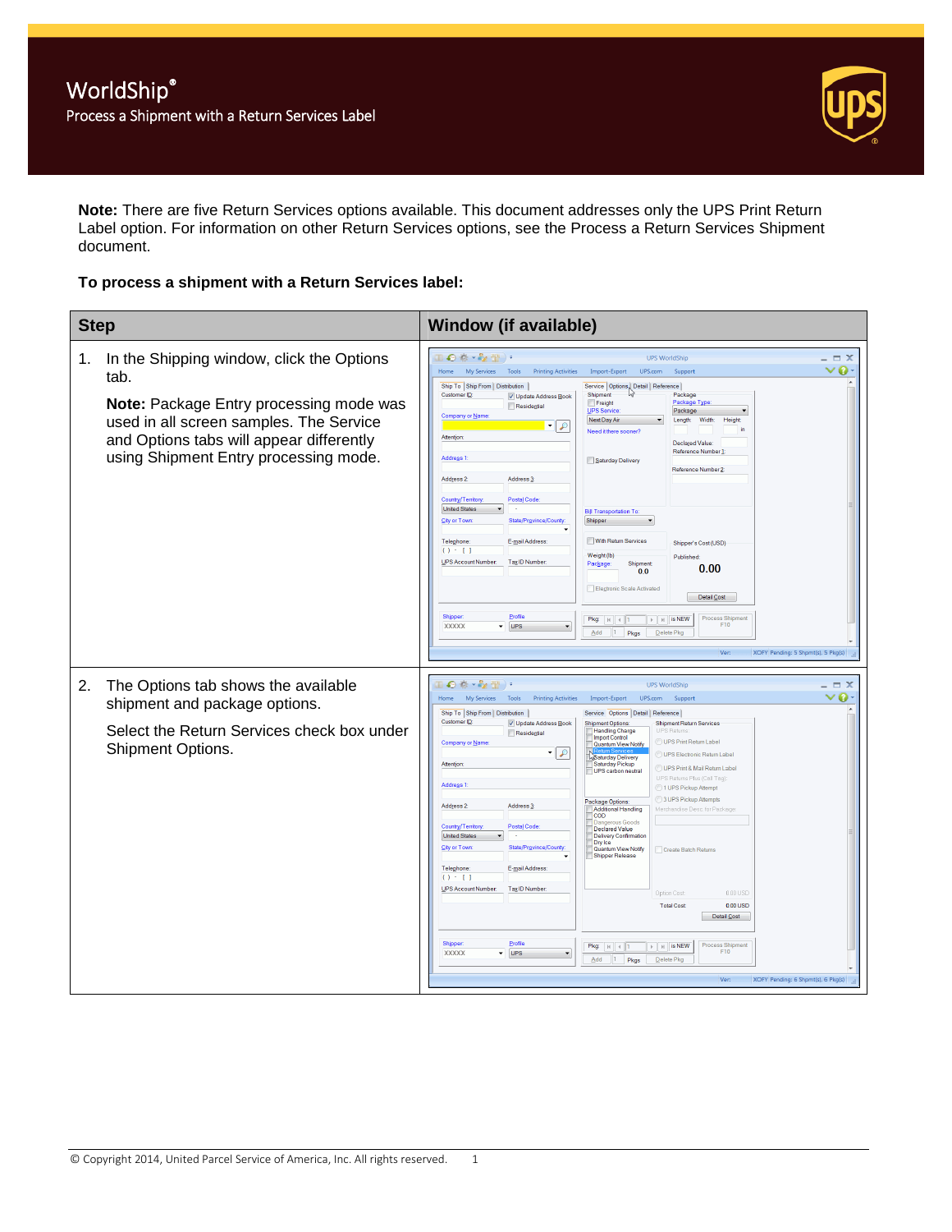# WorldShip®

Process a Shipment with a Return Services Label

**Note:** There are five Return Services options available. This document addresses only the UPS Print Return Label option. For information on other Return Services options, see the Process a Return Services Shipment document.

**To process a shipment with a Return Services label:**

| Step | Window (if available) |
| --- | --- |
| 1. In the Shipping window, click the Options tab. **Note:** Package Entry processing mode was used in all screen samples. The Service and Options tabs will appear differently using Shipment Entry processing mode. | |
| 2. The Options tab shows the available shipment and package options. Select the Return Services check box under Shipment Options. | |

© Copyright 2014, United Parcel Service of America, Inc. All rights reserved.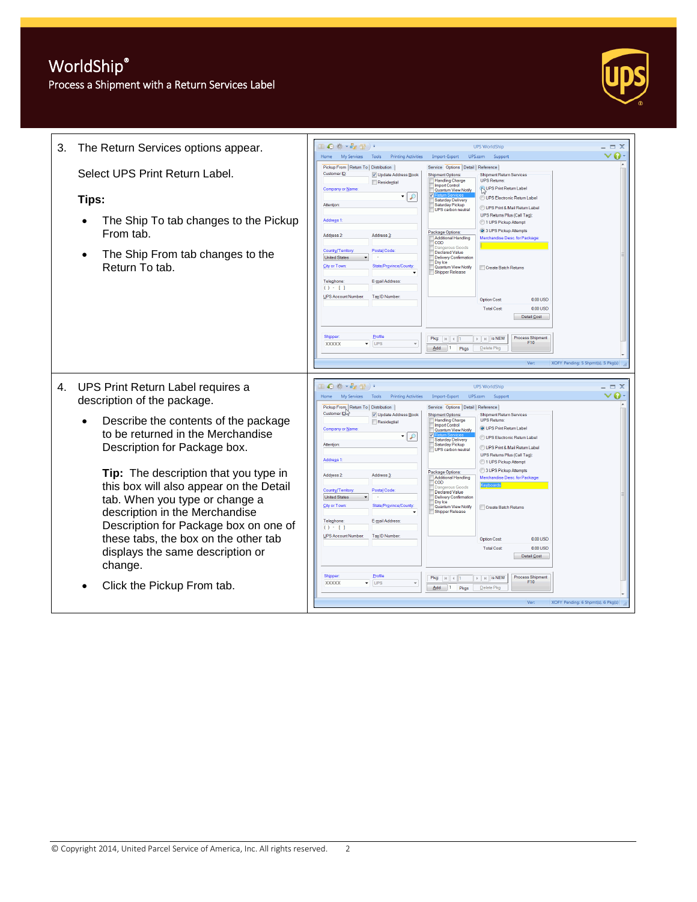# WorldShip®

Process a Shipment with a Return Services Label

3. The Return Services options appear.

   Select UPS Print Return Label.

   **Tips:**

   - The Ship To tab changes to the Pickup From tab.
   - The Ship From tab changes to the Return To tab.

4. UPS Print Return Label requires a description of the package.

   - Describe the contents of the package to be returned in the Merchandise Description for Package box.

     **Tip:** The description that you type in this box will also appear on the Detail tab. When you type or change a description in the Merchandise Description for Package box on one of these tabs, the box on the other tab displays the same description or change.

   - Click the Pickup From tab.

© Copyright 2014, United Parcel Service of America, Inc. All rights reserved.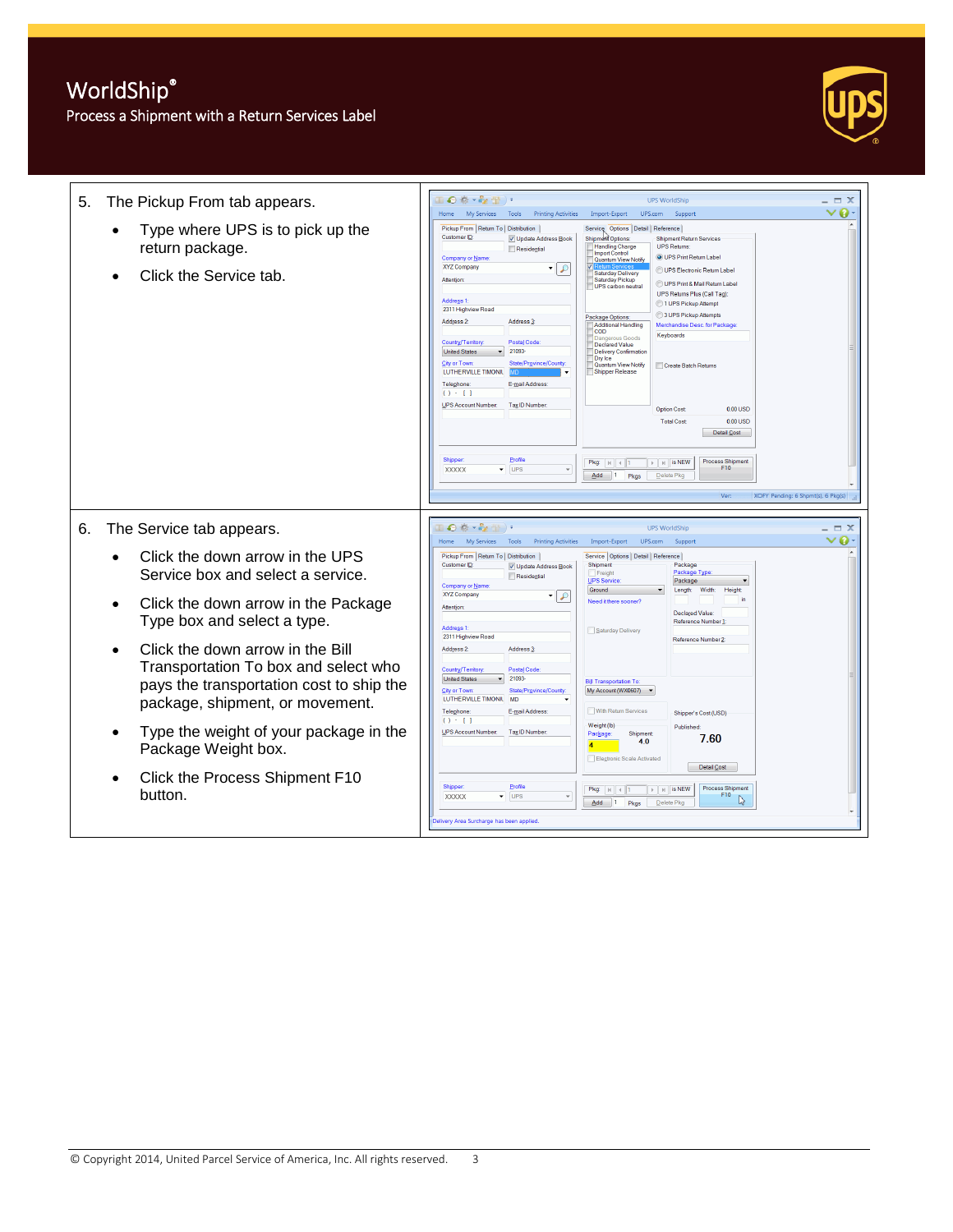5. The Pickup From tab appears.
   - Type where UPS is to pick up the return package.
   - Click the Service tab.

6. The Service tab appears.
   - Click the down arrow in the UPS Service box and select a service.
   - Click the down arrow in the Package Type box and select a type.
   - Click the down arrow in the Bill Transportation To box and select who pays the transportation cost to ship the package, shipment, or movement.
   - Type the weight of your package in the Package Weight box.
   - Click the Process Shipment F10 button.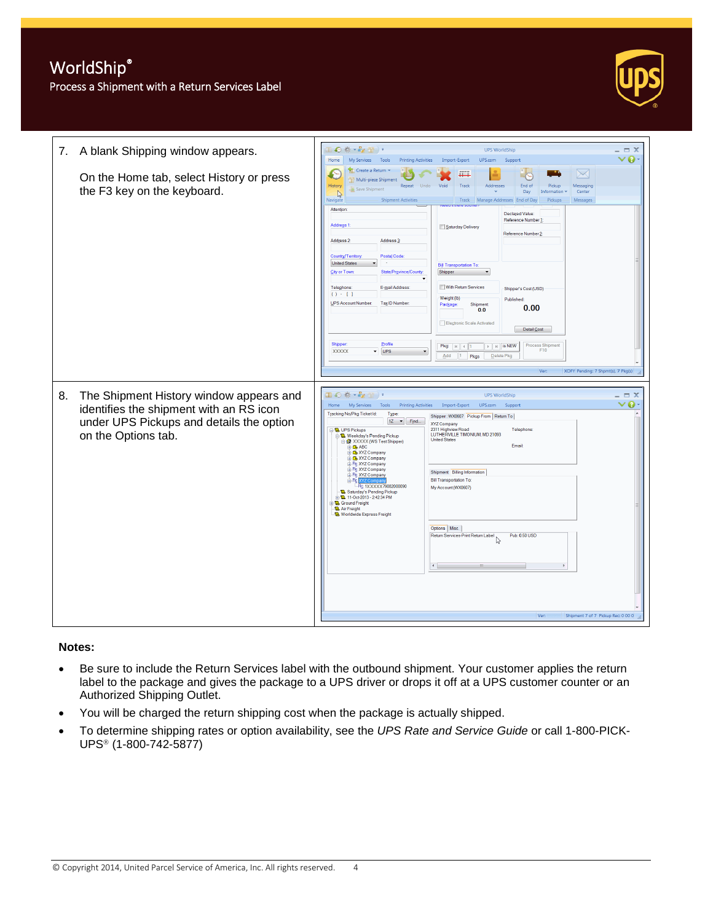| | |
|---|---|
| 7. A blank Shipping window appears.<br><br>On the Home tab, select History or press the F3 key on the keyboard. | |
| 8. The Shipment History window appears and identifies the shipment with an RS icon under UPS Pickups and details the option on the Options tab. | |

**Notes:**

- Be sure to include the Return Services label with the outbound shipment. Your customer applies the return label to the package and gives the package to a UPS driver or drops it off at a UPS customer counter or an Authorized Shipping Outlet.
- You will be charged the return shipping cost when the package is actually shipped.
- To determine shipping rates or option availability, see the *UPS Rate and Service Guide* or call 1-800-PICK-UPS® (1-800-742-5877)